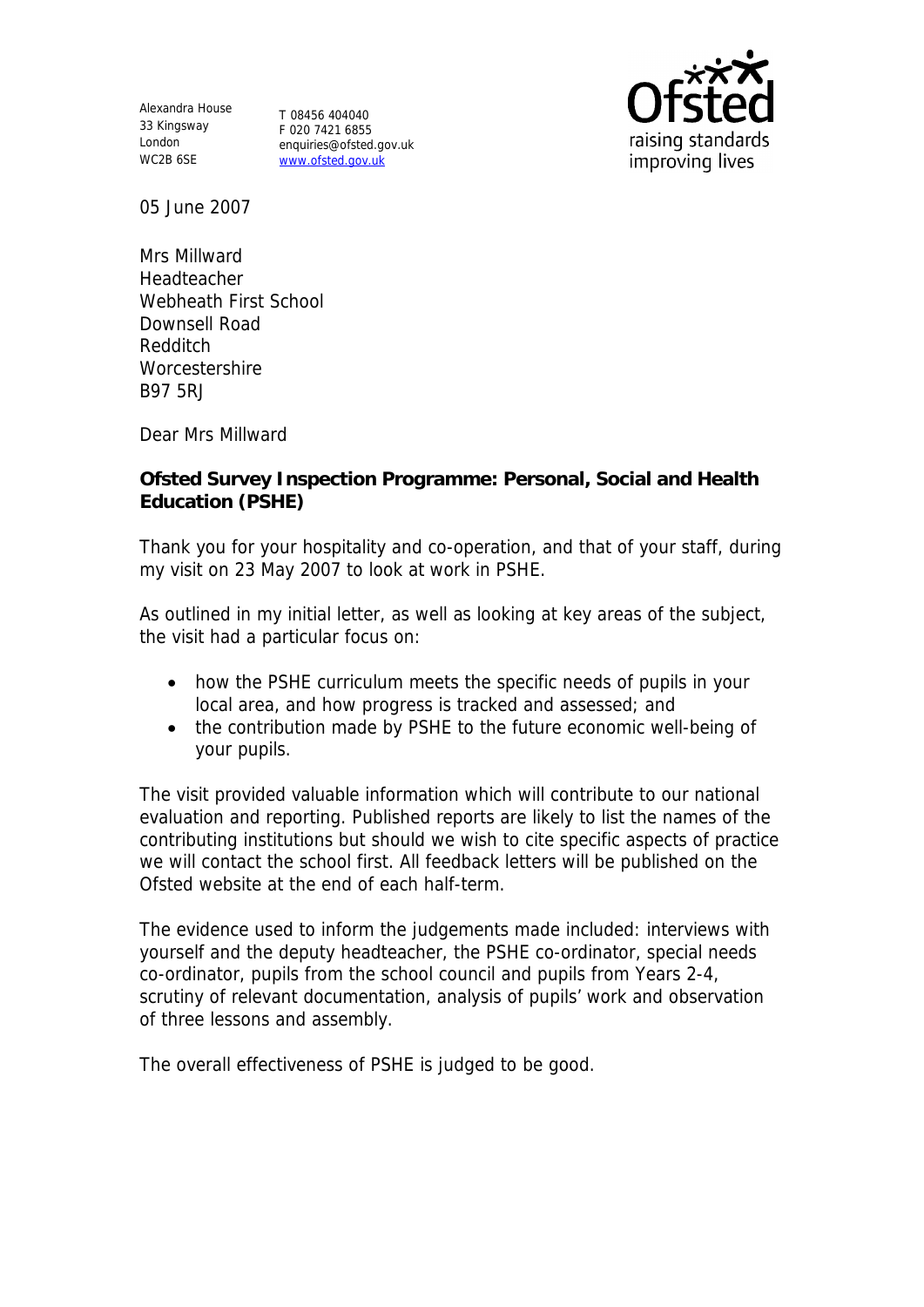Alexandra House
33 Kingsway
London
WC2B 6SE

T 08456 404040
F 020 7421 6855
enquiries@ofsted.gov.uk
www.ofsted.gov.uk

raising standards
improving lives

05 June 2007

Mrs Millward
Headteacher
Webheath First School
Downsell Road
Redditch
Worcestershire
B97 5RJ

Dear Mrs Millward

**Ofsted Survey Inspection Programme: Personal, Social and Health Education (PSHE)**

Thank you for your hospitality and co-operation, and that of your staff, during my visit on 23 May 2007 to look at work in PSHE.

As outlined in my initial letter, as well as looking at key areas of the subject, the visit had a particular focus on:

- how the PSHE curriculum meets the specific needs of pupils in your local area, and how progress is tracked and assessed; and
- the contribution made by PSHE to the future economic well-being of your pupils.

The visit provided valuable information which will contribute to our national evaluation and reporting. Published reports are likely to list the names of the contributing institutions but should we wish to cite specific aspects of practice we will contact the school first. All feedback letters will be published on the Ofsted website at the end of each half-term.

The evidence used to inform the judgements made included: interviews with yourself and the deputy headteacher, the PSHE co-ordinator, special needs co-ordinator, pupils from the school council and pupils from Years 2-4, scrutiny of relevant documentation, analysis of pupils' work and observation of three lessons and assembly.

The overall effectiveness of PSHE is judged to be good.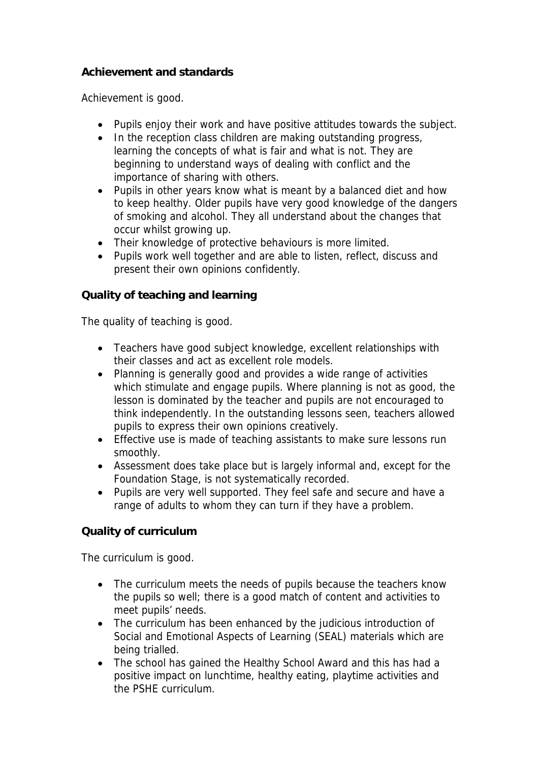**Achievement and standards**

Achievement is good.

- Pupils enjoy their work and have positive attitudes towards the subject.
- In the reception class children are making outstanding progress, learning the concepts of what is fair and what is not. They are beginning to understand ways of dealing with conflict and the importance of sharing with others.
- Pupils in other years know what is meant by a balanced diet and how to keep healthy. Older pupils have very good knowledge of the dangers of smoking and alcohol. They all understand about the changes that occur whilst growing up.
- Their knowledge of protective behaviours is more limited.
- Pupils work well together and are able to listen, reflect, discuss and present their own opinions confidently.

**Quality of teaching and learning**

The quality of teaching is good.

- Teachers have good subject knowledge, excellent relationships with their classes and act as excellent role models.
- Planning is generally good and provides a wide range of activities which stimulate and engage pupils. Where planning is not as good, the lesson is dominated by the teacher and pupils are not encouraged to think independently. In the outstanding lessons seen, teachers allowed pupils to express their own opinions creatively.
- Effective use is made of teaching assistants to make sure lessons run smoothly.
- Assessment does take place but is largely informal and, except for the Foundation Stage, is not systematically recorded.
- Pupils are very well supported. They feel safe and secure and have a range of adults to whom they can turn if they have a problem.

**Quality of curriculum**

The curriculum is good.

- The curriculum meets the needs of pupils because the teachers know the pupils so well; there is a good match of content and activities to meet pupils' needs.
- The curriculum has been enhanced by the judicious introduction of Social and Emotional Aspects of Learning (SEAL) materials which are being trialled.
- The school has gained the Healthy School Award and this has had a positive impact on lunchtime, healthy eating, playtime activities and the PSHE curriculum.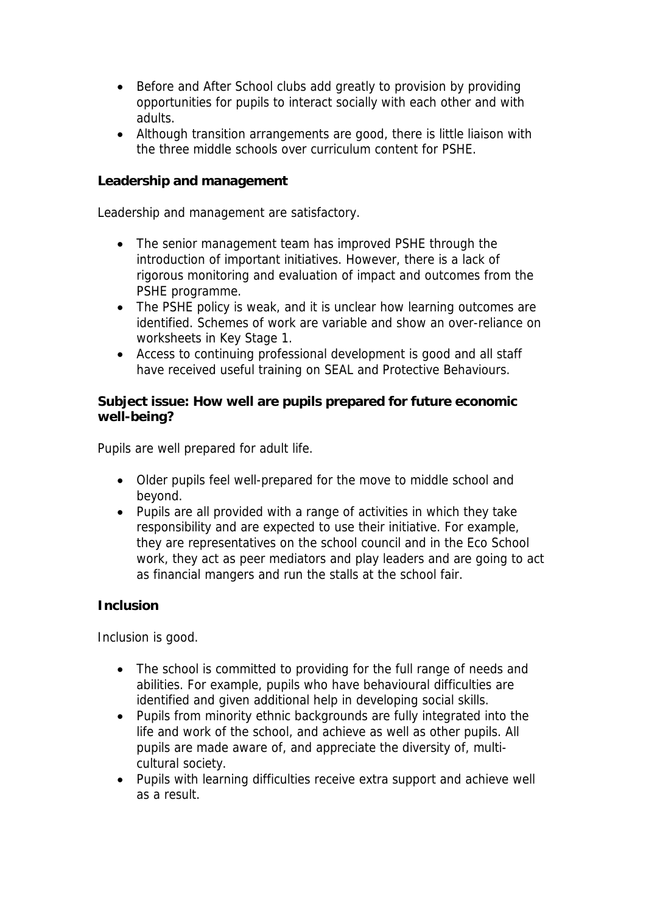- Before and After School clubs add greatly to provision by providing opportunities for pupils to interact socially with each other and with adults.
- Although transition arrangements are good, there is little liaison with the three middle schools over curriculum content for PSHE.

**Leadership and management**

Leadership and management are satisfactory.

- The senior management team has improved PSHE through the introduction of important initiatives. However, there is a lack of rigorous monitoring and evaluation of impact and outcomes from the PSHE programme.
- The PSHE policy is weak, and it is unclear how learning outcomes are identified. Schemes of work are variable and show an over-reliance on worksheets in Key Stage 1.
- Access to continuing professional development is good and all staff have received useful training on SEAL and Protective Behaviours.

**Subject issue: How well are pupils prepared for future economic well-being?**

Pupils are well prepared for adult life.

- Older pupils feel well-prepared for the move to middle school and beyond.
- Pupils are all provided with a range of activities in which they take responsibility and are expected to use their initiative. For example, they are representatives on the school council and in the Eco School work, they act as peer mediators and play leaders and are going to act as financial mangers and run the stalls at the school fair.

**Inclusion**

Inclusion is good.

- The school is committed to providing for the full range of needs and abilities. For example, pupils who have behavioural difficulties are identified and given additional help in developing social skills.
- Pupils from minority ethnic backgrounds are fully integrated into the life and work of the school, and achieve as well as other pupils. All pupils are made aware of, and appreciate the diversity of, multi-cultural society.
- Pupils with learning difficulties receive extra support and achieve well as a result.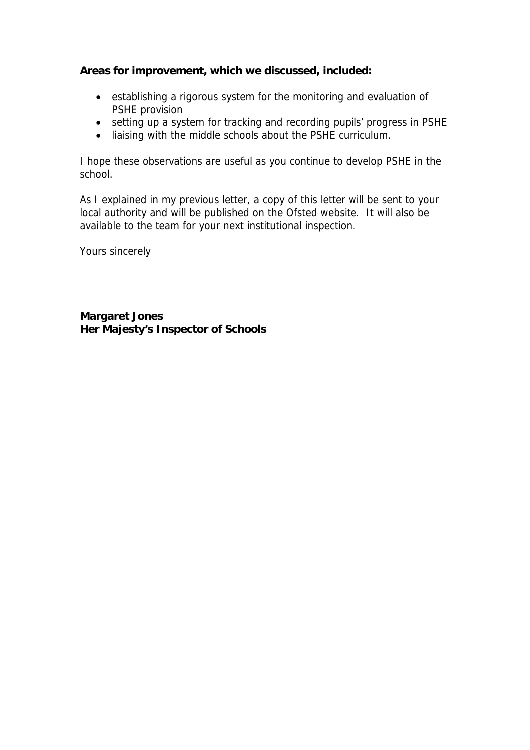**Areas for improvement, which we discussed, included:**

- establishing a rigorous system for the monitoring and evaluation of PSHE provision
- setting up a system for tracking and recording pupils' progress in PSHE
- liaising with the middle schools about the PSHE curriculum.

I hope these observations are useful as you continue to develop PSHE in the school.

As I explained in my previous letter, a copy of this letter will be sent to your local authority and will be published on the Ofsted website. It will also be available to the team for your next institutional inspection.

Yours sincerely

**Margaret Jones**
**Her Majesty's Inspector of Schools**